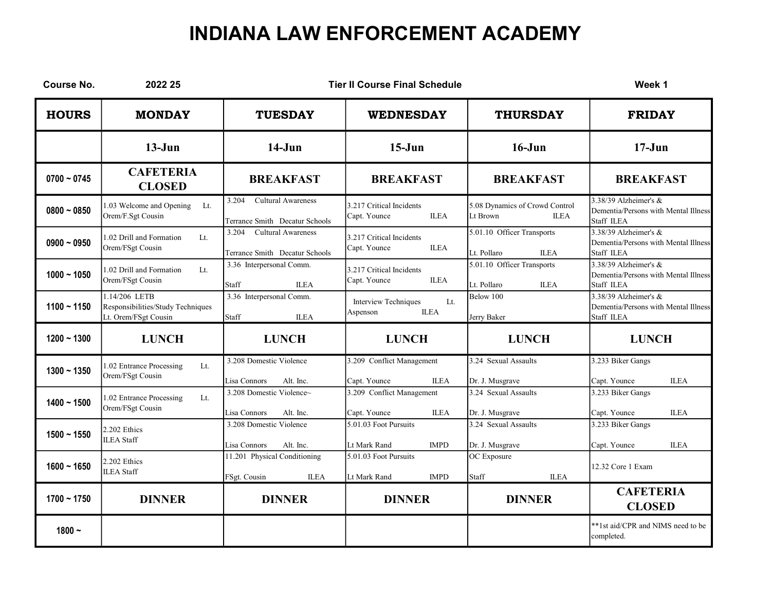# INDIANA LAW ENFORCEMENT ACADEMY

**Course No.** 2022 25 **Tier II Course Final Schedule** **Week 1**

| HOURS | MONDAY | TUESDAY | WEDNESDAY | THURSDAY | FRIDAY |
|---|---|---|---|---|---|
| | 13-Jun | 14-Jun | 15-Jun | 16-Jun | 17-Jun |
| 0700 ~ 0745 | CAFETERIA CLOSED | BREAKFAST | BREAKFAST | BREAKFAST | BREAKFAST |
| 0800 ~ 0850 | 1.03 Welcome and Opening Lt. Orem/F.Sgt Cousin | 3.204 Cultural Awareness Terrance Smith Decatur Schools | 3.217 Critical Incidents Capt. Younce ILEA | 5.08 Dynamics of Crowd Control Lt Brown ILEA | 3.38/39 Alzheimer's & Dementia/Persons with Mental Illness Staff ILEA |
| 0900 ~ 0950 | 1.02 Drill and Formation Lt. Orem/FSgt Cousin | 3.204 Cultural Awareness Terrance Smith Decatur Schools | 3.217 Critical Incidents Capt. Younce ILEA | 5.01.10 Officer Transports Lt. Pollaro ILEA | 3.38/39 Alzheimer's & Dementia/Persons with Mental Illness Staff ILEA |
| 1000 ~ 1050 | 1.02 Drill and Formation Lt. Orem/FSgt Cousin | 3.36 Interpersonal Comm. Staff ILEA | 3.217 Critical Incidents Capt. Younce ILEA | 5.01.10 Officer Transports Lt. Pollaro ILEA | 3.38/39 Alzheimer's & Dementia/Persons with Mental Illness Staff ILEA |
| 1100 ~ 1150 | 1.14/206 LETB Responsibilities/Study Techniques Lt. Orem/FSgt Cousin | 3.36 Interpersonal Comm. Staff ILEA | Interview Techniques Lt. Aspenson ILEA | Below 100 Jerry Baker | 3.38/39 Alzheimer's & Dementia/Persons with Mental Illness Staff ILEA |
| 1200 ~ 1300 | LUNCH | LUNCH | LUNCH | LUNCH | LUNCH |
| 1300 ~ 1350 | 1.02 Entrance Processing Lt. Orem/FSgt Cousin | 3.208 Domestic Violence Lisa Connors Alt. Inc. | 3.209 Conflict Management Capt. Younce ILEA | 3.24 Sexual Assaults Dr. J. Musgrave | 3.233 Biker Gangs Capt. Younce ILEA |
| 1400 ~ 1500 | 1.02 Entrance Processing Lt. Orem/FSgt Cousin | 3.208 Domestic Violence~ Lisa Connors Alt. Inc. | 3.209 Conflict Management Capt. Younce ILEA | 3.24 Sexual Assaults Dr. J. Musgrave | 3.233 Biker Gangs Capt. Younce ILEA |
| 1500 ~ 1550 | 2.202 Ethics ILEA Staff | 3.208 Domestic Violence Lisa Connors Alt. Inc. | 5.01.03 Foot Pursuits Lt Mark Rand IMPD | 3.24 Sexual Assaults Dr. J. Musgrave | 3.233 Biker Gangs Capt. Younce ILEA |
| 1600 ~ 1650 | 2.202 Ethics ILEA Staff | 11.201 Physical Conditioning FSgt. Cousin ILEA | 5.01.03 Foot Pursuits Lt Mark Rand IMPD | OC Exposure Staff ILEA | 12.32 Core 1 Exam |
| 1700 ~ 1750 | DINNER | DINNER | DINNER | DINNER | CAFETERIA CLOSED |
| 1800 ~ | | | | | **1st aid/CPR and NIMS need to be completed. |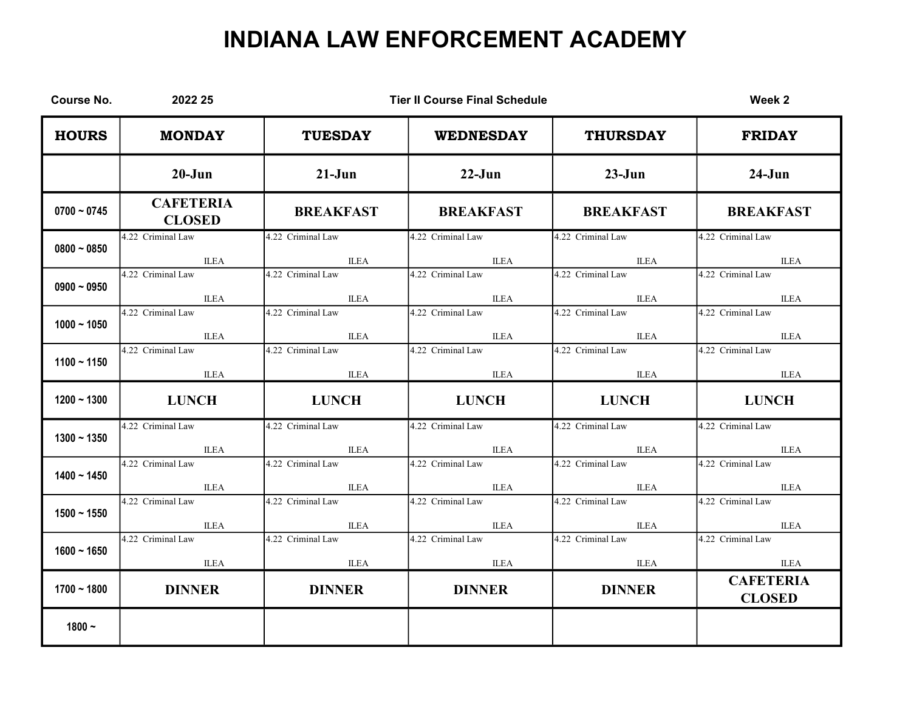# INDIANA LAW ENFORCEMENT ACADEMY

**Course No.** 2022 25 **Tier II Course Final Schedule** **Week 2**

| HOURS | MONDAY | TUESDAY | WEDNESDAY | THURSDAY | FRIDAY |
|---|---|---|---|---|---|
| | 20-Jun | 21-Jun | 22-Jun | 23-Jun | 24-Jun |
| 0700 ~ 0745 | CAFETERIA CLOSED | BREAKFAST | BREAKFAST | BREAKFAST | BREAKFAST |
| 0800 ~ 0850 | 4.22 Criminal Law ILEA | 4.22 Criminal Law ILEA | 4.22 Criminal Law ILEA | 4.22 Criminal Law ILEA | 4.22 Criminal Law ILEA |
| 0900 ~ 0950 | 4.22 Criminal Law ILEA | 4.22 Criminal Law ILEA | 4.22 Criminal Law ILEA | 4.22 Criminal Law ILEA | 4.22 Criminal Law ILEA |
| 1000 ~ 1050 | 4.22 Criminal Law ILEA | 4.22 Criminal Law ILEA | 4.22 Criminal Law ILEA | 4.22 Criminal Law ILEA | 4.22 Criminal Law ILEA |
| 1100 ~ 1150 | 4.22 Criminal Law ILEA | 4.22 Criminal Law ILEA | 4.22 Criminal Law ILEA | 4.22 Criminal Law ILEA | 4.22 Criminal Law ILEA |
| 1200 ~ 1300 | LUNCH | LUNCH | LUNCH | LUNCH | LUNCH |
| 1300 ~ 1350 | 4.22 Criminal Law ILEA | 4.22 Criminal Law ILEA | 4.22 Criminal Law ILEA | 4.22 Criminal Law ILEA | 4.22 Criminal Law ILEA |
| 1400 ~ 1450 | 4.22 Criminal Law ILEA | 4.22 Criminal Law ILEA | 4.22 Criminal Law ILEA | 4.22 Criminal Law ILEA | 4.22 Criminal Law ILEA |
| 1500 ~ 1550 | 4.22 Criminal Law ILEA | 4.22 Criminal Law ILEA | 4.22 Criminal Law ILEA | 4.22 Criminal Law ILEA | 4.22 Criminal Law ILEA |
| 1600 ~ 1650 | 4.22 Criminal Law ILEA | 4.22 Criminal Law ILEA | 4.22 Criminal Law ILEA | 4.22 Criminal Law ILEA | 4.22 Criminal Law ILEA |
| 1700 ~ 1800 | DINNER | DINNER | DINNER | DINNER | CAFETERIA CLOSED |
| 1800 ~ | | | | | |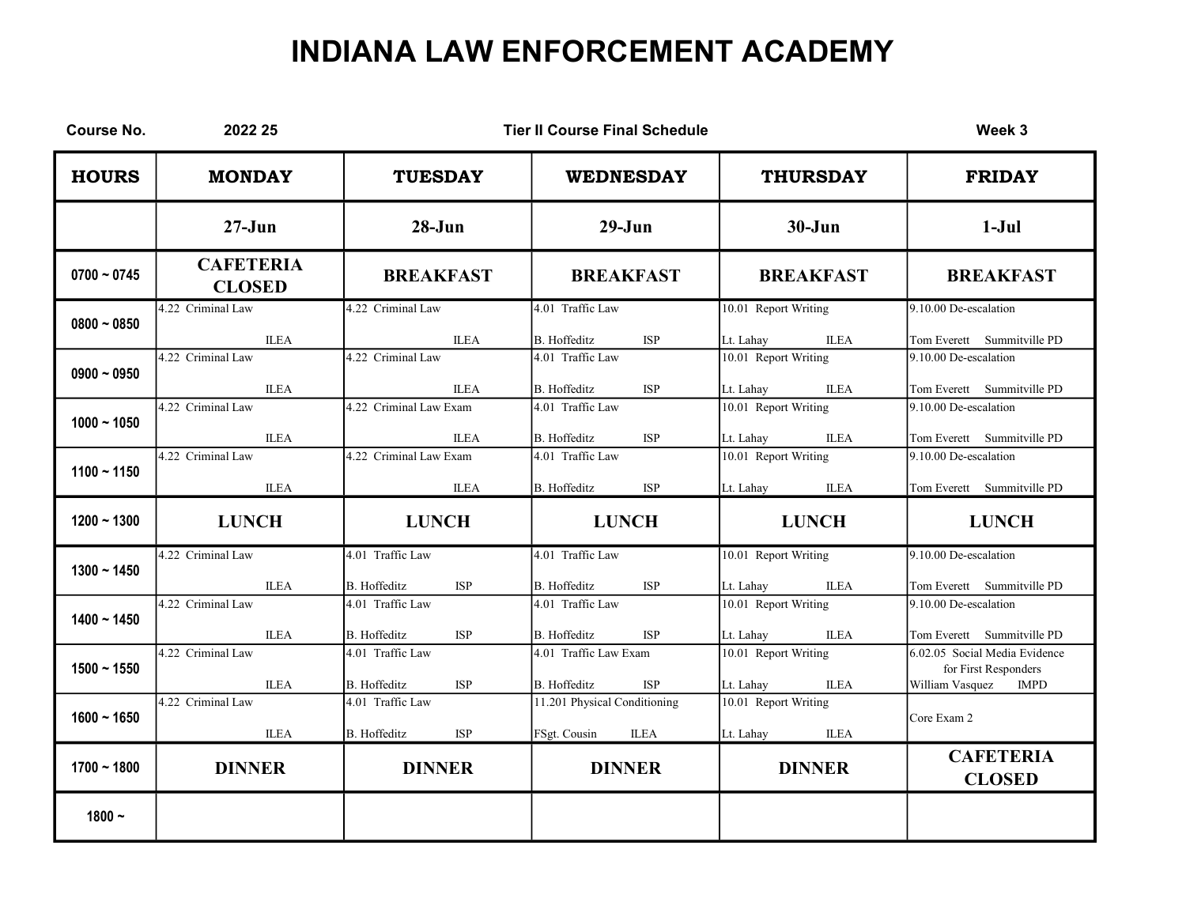# INDIANA LAW ENFORCEMENT ACADEMY

**Course No.** 2022 25 — **Tier II Course Final Schedule** — **Week 3**

| HOURS | MONDAY | TUESDAY | WEDNESDAY | THURSDAY | FRIDAY |
|---|---|---|---|---|---|
| | 27-Jun | 28-Jun | 29-Jun | 30-Jun | 1-Jul |
| 0700 ~ 0745 | CAFETERIA CLOSED | BREAKFAST | BREAKFAST | BREAKFAST | BREAKFAST |
| 0800 ~ 0850 | 4.22 Criminal Law<br>ILEA | 4.22 Criminal Law<br>ILEA | 4.01 Traffic Law<br>B. Hoffeditz ISP | 10.01 Report Writing<br>Lt. Lahay ILEA | 9.10.00 De-escalation<br>Tom Everett Summitville PD |
| 0900 ~ 0950 | 4.22 Criminal Law<br>ILEA | 4.22 Criminal Law<br>ILEA | 4.01 Traffic Law<br>B. Hoffeditz ISP | 10.01 Report Writing<br>Lt. Lahay ILEA | 9.10.00 De-escalation<br>Tom Everett Summitville PD |
| 1000 ~ 1050 | 4.22 Criminal Law<br>ILEA | 4.22 Criminal Law Exam<br>ILEA | 4.01 Traffic Law<br>B. Hoffeditz ISP | 10.01 Report Writing<br>Lt. Lahay ILEA | 9.10.00 De-escalation<br>Tom Everett Summitville PD |
| 1100 ~ 1150 | 4.22 Criminal Law<br>ILEA | 4.22 Criminal Law Exam<br>ILEA | 4.01 Traffic Law<br>B. Hoffeditz ISP | 10.01 Report Writing<br>Lt. Lahay ILEA | 9.10.00 De-escalation<br>Tom Everett Summitville PD |
| 1200 ~ 1300 | LUNCH | LUNCH | LUNCH | LUNCH | LUNCH |
| 1300 ~ 1450 | 4.22 Criminal Law<br>ILEA | 4.01 Traffic Law<br>B. Hoffeditz ISP | 4.01 Traffic Law<br>B. Hoffeditz ISP | 10.01 Report Writing<br>Lt. Lahay ILEA | 9.10.00 De-escalation<br>Tom Everett Summitville PD |
| 1400 ~ 1450 | 4.22 Criminal Law<br>ILEA | 4.01 Traffic Law<br>B. Hoffeditz ISP | 4.01 Traffic Law<br>B. Hoffeditz ISP | 10.01 Report Writing<br>Lt. Lahay ILEA | 9.10.00 De-escalation<br>Tom Everett Summitville PD |
| 1500 ~ 1550 | 4.22 Criminal Law<br>ILEA | 4.01 Traffic Law<br>B. Hoffeditz ISP | 4.01 Traffic Law Exam<br>B. Hoffeditz ISP | 10.01 Report Writing<br>Lt. Lahay ILEA | 6.02.05 Social Media Evidence for First Responders<br>William Vasquez IMPD |
| 1600 ~ 1650 | 4.22 Criminal Law<br>ILEA | 4.01 Traffic Law<br>B. Hoffeditz ISP | 11.201 Physical Conditioning<br>FSgt. Cousin ILEA | 10.01 Report Writing<br>Lt. Lahay ILEA | Core Exam 2 |
| 1700 ~ 1800 | DINNER | DINNER | DINNER | DINNER | CAFETERIA CLOSED |
| 1800 ~ | | | | | |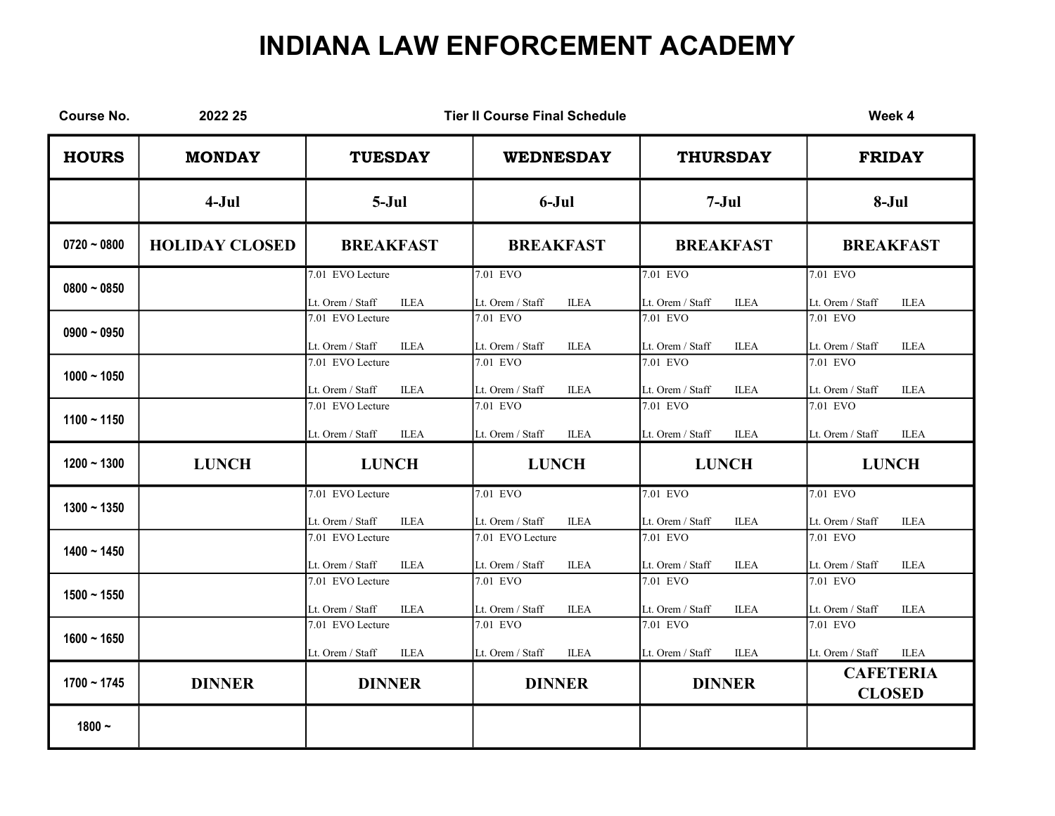# INDIANA LAW ENFORCEMENT ACADEMY

**Course No.** 2022 25 **Tier II Course Final Schedule** **Week 4**

| HOURS | MONDAY | TUESDAY | WEDNESDAY | THURSDAY | FRIDAY |
|---|---|---|---|---|---|
| | 4-Jul | 5-Jul | 6-Jul | 7-Jul | 8-Jul |
| 0720 ~ 0800 | HOLIDAY CLOSED | BREAKFAST | BREAKFAST | BREAKFAST | BREAKFAST |
| 0800 ~ 0850 | | 7.01 EVO Lecture<br>Lt. Orem / Staff ILEA | 7.01 EVO<br>Lt. Orem / Staff ILEA | 7.01 EVO<br>Lt. Orem / Staff ILEA | 7.01 EVO<br>Lt. Orem / Staff ILEA |
| 0900 ~ 0950 | | 7.01 EVO Lecture<br>Lt. Orem / Staff ILEA | 7.01 EVO<br>Lt. Orem / Staff ILEA | 7.01 EVO<br>Lt. Orem / Staff ILEA | 7.01 EVO<br>Lt. Orem / Staff ILEA |
| 1000 ~ 1050 | | 7.01 EVO Lecture<br>Lt. Orem / Staff ILEA | 7.01 EVO<br>Lt. Orem / Staff ILEA | 7.01 EVO<br>Lt. Orem / Staff ILEA | 7.01 EVO<br>Lt. Orem / Staff ILEA |
| 1100 ~ 1150 | | 7.01 EVO Lecture<br>Lt. Orem / Staff ILEA | 7.01 EVO<br>Lt. Orem / Staff ILEA | 7.01 EVO<br>Lt. Orem / Staff ILEA | 7.01 EVO<br>Lt. Orem / Staff ILEA |
| 1200 ~ 1300 | LUNCH | LUNCH | LUNCH | LUNCH | LUNCH |
| 1300 ~ 1350 | | 7.01 EVO Lecture<br>Lt. Orem / Staff ILEA | 7.01 EVO<br>Lt. Orem / Staff ILEA | 7.01 EVO<br>Lt. Orem / Staff ILEA | 7.01 EVO<br>Lt. Orem / Staff ILEA |
| 1400 ~ 1450 | | 7.01 EVO Lecture<br>Lt. Orem / Staff ILEA | 7.01 EVO Lecture<br>Lt. Orem / Staff ILEA | 7.01 EVO<br>Lt. Orem / Staff ILEA | 7.01 EVO<br>Lt. Orem / Staff ILEA |
| 1500 ~ 1550 | | 7.01 EVO Lecture<br>Lt. Orem / Staff ILEA | 7.01 EVO<br>Lt. Orem / Staff ILEA | 7.01 EVO<br>Lt. Orem / Staff ILEA | 7.01 EVO<br>Lt. Orem / Staff ILEA |
| 1600 ~ 1650 | | 7.01 EVO Lecture<br>Lt. Orem / Staff ILEA | 7.01 EVO<br>Lt. Orem / Staff ILEA | 7.01 EVO<br>Lt. Orem / Staff ILEA | 7.01 EVO<br>Lt. Orem / Staff ILEA |
| 1700 ~ 1745 | DINNER | DINNER | DINNER | DINNER | CAFETERIA CLOSED |
| 1800 ~ | | | | | |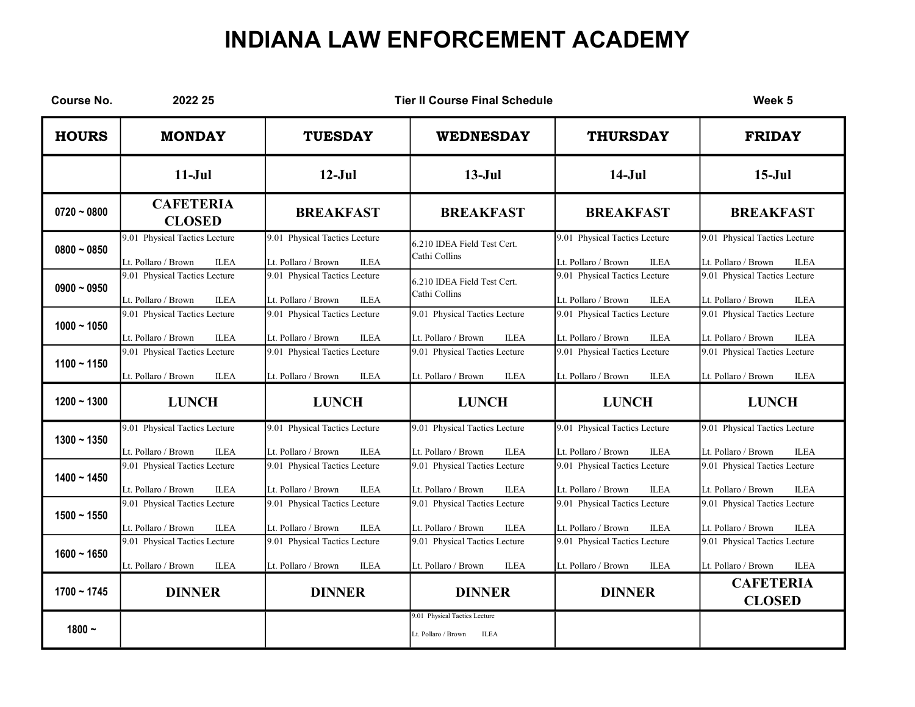# INDIANA LAW ENFORCEMENT ACADEMY

**Course No.** 2022 25 **Tier II Course Final Schedule** **Week 5**

| HOURS | MONDAY | TUESDAY | WEDNESDAY | THURSDAY | FRIDAY |
|---|---|---|---|---|---|
| | 11-Jul | 12-Jul | 13-Jul | 14-Jul | 15-Jul |
| 0720 ~ 0800 | CAFETERIA CLOSED | BREAKFAST | BREAKFAST | BREAKFAST | BREAKFAST |
| 0800 ~ 0850 | 9.01 Physical Tactics Lecture Lt. Pollaro / Brown ILEA | 9.01 Physical Tactics Lecture Lt. Pollaro / Brown ILEA | 6.210 IDEA Field Test Cert. Cathi Collins | 9.01 Physical Tactics Lecture Lt. Pollaro / Brown ILEA | 9.01 Physical Tactics Lecture Lt. Pollaro / Brown ILEA |
| 0900 ~ 0950 | 9.01 Physical Tactics Lecture Lt. Pollaro / Brown ILEA | 9.01 Physical Tactics Lecture Lt. Pollaro / Brown ILEA | 6.210 IDEA Field Test Cert. Cathi Collins | 9.01 Physical Tactics Lecture Lt. Pollaro / Brown ILEA | 9.01 Physical Tactics Lecture Lt. Pollaro / Brown ILEA |
| 1000 ~ 1050 | 9.01 Physical Tactics Lecture Lt. Pollaro / Brown ILEA | 9.01 Physical Tactics Lecture Lt. Pollaro / Brown ILEA | 9.01 Physical Tactics Lecture Lt. Pollaro / Brown ILEA | 9.01 Physical Tactics Lecture Lt. Pollaro / Brown ILEA | 9.01 Physical Tactics Lecture Lt. Pollaro / Brown ILEA |
| 1100 ~ 1150 | 9.01 Physical Tactics Lecture Lt. Pollaro / Brown ILEA | 9.01 Physical Tactics Lecture Lt. Pollaro / Brown ILEA | 9.01 Physical Tactics Lecture Lt. Pollaro / Brown ILEA | 9.01 Physical Tactics Lecture Lt. Pollaro / Brown ILEA | 9.01 Physical Tactics Lecture Lt. Pollaro / Brown ILEA |
| 1200 ~ 1300 | LUNCH | LUNCH | LUNCH | LUNCH | LUNCH |
| 1300 ~ 1350 | 9.01 Physical Tactics Lecture Lt. Pollaro / Brown ILEA | 9.01 Physical Tactics Lecture Lt. Pollaro / Brown ILEA | 9.01 Physical Tactics Lecture Lt. Pollaro / Brown ILEA | 9.01 Physical Tactics Lecture Lt. Pollaro / Brown ILEA | 9.01 Physical Tactics Lecture Lt. Pollaro / Brown ILEA |
| 1400 ~ 1450 | 9.01 Physical Tactics Lecture Lt. Pollaro / Brown ILEA | 9.01 Physical Tactics Lecture Lt. Pollaro / Brown ILEA | 9.01 Physical Tactics Lecture Lt. Pollaro / Brown ILEA | 9.01 Physical Tactics Lecture Lt. Pollaro / Brown ILEA | 9.01 Physical Tactics Lecture Lt. Pollaro / Brown ILEA |
| 1500 ~ 1550 | 9.01 Physical Tactics Lecture Lt. Pollaro / Brown ILEA | 9.01 Physical Tactics Lecture Lt. Pollaro / Brown ILEA | 9.01 Physical Tactics Lecture Lt. Pollaro / Brown ILEA | 9.01 Physical Tactics Lecture Lt. Pollaro / Brown ILEA | 9.01 Physical Tactics Lecture Lt. Pollaro / Brown ILEA |
| 1600 ~ 1650 | 9.01 Physical Tactics Lecture Lt. Pollaro / Brown ILEA | 9.01 Physical Tactics Lecture Lt. Pollaro / Brown ILEA | 9.01 Physical Tactics Lecture Lt. Pollaro / Brown ILEA | 9.01 Physical Tactics Lecture Lt. Pollaro / Brown ILEA | 9.01 Physical Tactics Lecture Lt. Pollaro / Brown ILEA |
| 1700 ~ 1745 | DINNER | DINNER | DINNER | DINNER | CAFETERIA CLOSED |
| 1800 ~ | | | 9.01 Physical Tactics Lecture Lt. Pollaro / Brown ILEA | | |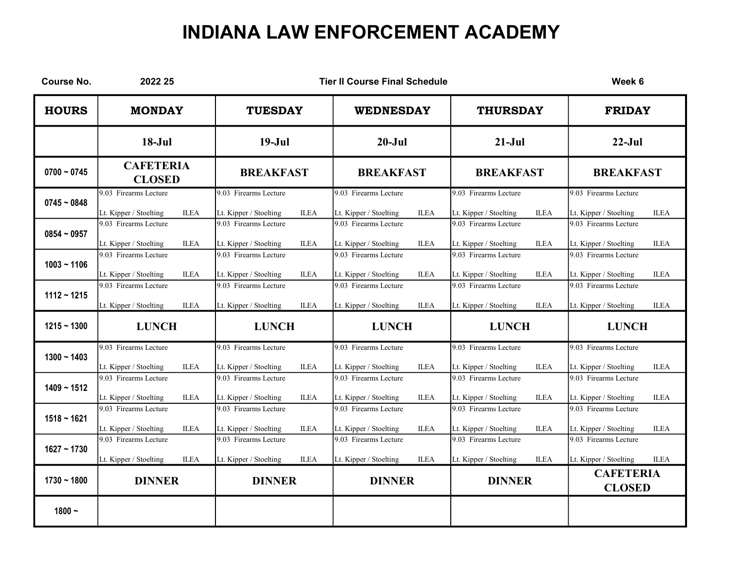# INDIANA LAW ENFORCEMENT ACADEMY

**Course No.** 2022 25 **Tier II Course Final Schedule** **Week 6**

| HOURS | MONDAY | TUESDAY | WEDNESDAY | THURSDAY | FRIDAY |
|---|---|---|---|---|---|
| | 18-Jul | 19-Jul | 20-Jul | 21-Jul | 22-Jul |
| 0700 ~ 0745 | CAFETERIA CLOSED | BREAKFAST | BREAKFAST | BREAKFAST | BREAKFAST |
| 0745 ~ 0848 | 9.03 Firearms Lecture<br>Lt. Kipper / Stoelting ILEA | 9.03 Firearms Lecture<br>Lt. Kipper / Stoelting ILEA | 9.03 Firearms Lecture<br>Lt. Kipper / Stoelting ILEA | 9.03 Firearms Lecture<br>Lt. Kipper / Stoelting ILEA | 9.03 Firearms Lecture<br>Lt. Kipper / Stoelting ILEA |
| 0854 ~ 0957 | 9.03 Firearms Lecture<br>Lt. Kipper / Stoelting ILEA | 9.03 Firearms Lecture<br>Lt. Kipper / Stoelting ILEA | 9.03 Firearms Lecture<br>Lt. Kipper / Stoelting ILEA | 9.03 Firearms Lecture<br>Lt. Kipper / Stoelting ILEA | 9.03 Firearms Lecture<br>Lt. Kipper / Stoelting ILEA |
| 1003 ~ 1106 | 9.03 Firearms Lecture<br>Lt. Kipper / Stoelting ILEA | 9.03 Firearms Lecture<br>Lt. Kipper / Stoelting ILEA | 9.03 Firearms Lecture<br>Lt. Kipper / Stoelting ILEA | 9.03 Firearms Lecture<br>Lt. Kipper / Stoelting ILEA | 9.03 Firearms Lecture<br>Lt. Kipper / Stoelting ILEA |
| 1112 ~ 1215 | 9.03 Firearms Lecture<br>Lt. Kipper / Stoelting ILEA | 9.03 Firearms Lecture<br>Lt. Kipper / Stoelting ILEA | 9.03 Firearms Lecture<br>Lt. Kipper / Stoelting ILEA | 9.03 Firearms Lecture<br>Lt. Kipper / Stoelting ILEA | 9.03 Firearms Lecture<br>Lt. Kipper / Stoelting ILEA |
| 1215 ~ 1300 | LUNCH | LUNCH | LUNCH | LUNCH | LUNCH |
| 1300 ~ 1403 | 9.03 Firearms Lecture<br>Lt. Kipper / Stoelting ILEA | 9.03 Firearms Lecture<br>Lt. Kipper / Stoelting ILEA | 9.03 Firearms Lecture<br>Lt. Kipper / Stoelting ILEA | 9.03 Firearms Lecture<br>Lt. Kipper / Stoelting ILEA | 9.03 Firearms Lecture<br>Lt. Kipper / Stoelting ILEA |
| 1409 ~ 1512 | 9.03 Firearms Lecture<br>Lt. Kipper / Stoelting ILEA | 9.03 Firearms Lecture<br>Lt. Kipper / Stoelting ILEA | 9.03 Firearms Lecture<br>Lt. Kipper / Stoelting ILEA | 9.03 Firearms Lecture<br>Lt. Kipper / Stoelting ILEA | 9.03 Firearms Lecture<br>Lt. Kipper / Stoelting ILEA |
| 1518 ~ 1621 | 9.03 Firearms Lecture<br>Lt. Kipper / Stoelting ILEA | 9.03 Firearms Lecture<br>Lt. Kipper / Stoelting ILEA | 9.03 Firearms Lecture<br>Lt. Kipper / Stoelting ILEA | 9.03 Firearms Lecture<br>Lt. Kipper / Stoelting ILEA | 9.03 Firearms Lecture<br>Lt. Kipper / Stoelting ILEA |
| 1627 ~ 1730 | 9.03 Firearms Lecture<br>Lt. Kipper / Stoelting ILEA | 9.03 Firearms Lecture<br>Lt. Kipper / Stoelting ILEA | 9.03 Firearms Lecture<br>Lt. Kipper / Stoelting ILEA | 9.03 Firearms Lecture<br>Lt. Kipper / Stoelting ILEA | 9.03 Firearms Lecture<br>Lt. Kipper / Stoelting ILEA |
| 1730 ~ 1800 | DINNER | DINNER | DINNER | DINNER | CAFETERIA CLOSED |
| 1800 ~ | | | | | |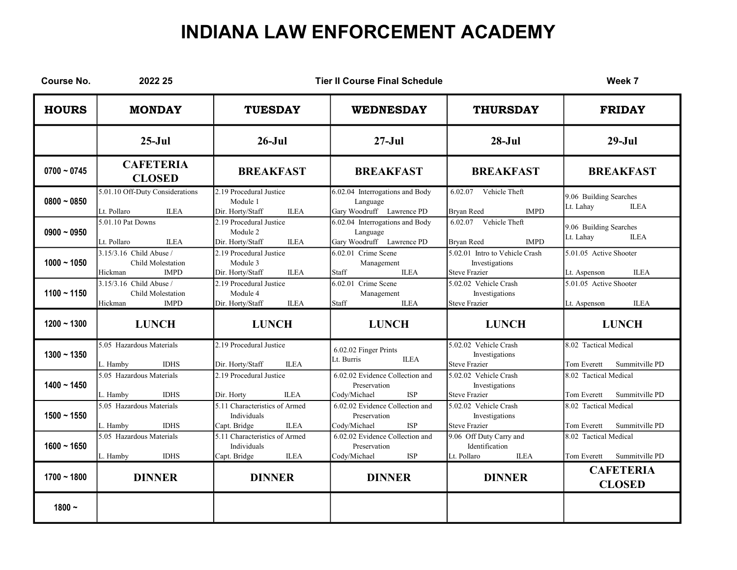# INDIANA LAW ENFORCEMENT ACADEMY

**Course No.** 2022 25 **Tier II Course Final Schedule** **Week 7**

| HOURS | MONDAY | TUESDAY | WEDNESDAY | THURSDAY | FRIDAY |
|---|---|---|---|---|---|
| | 25-Jul | 26-Jul | 27-Jul | 28-Jul | 29-Jul |
| 0700 ~ 0745 | CAFETERIA CLOSED | BREAKFAST | BREAKFAST | BREAKFAST | BREAKFAST |
| 0800 ~ 0850 | 5.01.10 Off-Duty Considerations<br>Lt. Pollaro ILEA | 2.19 Procedural Justice Module 1<br>Dir. Horty/Staff ILEA | 6.02.04 Interrogations and Body Language<br>Gary Woodruff Lawrence PD | 6.02.07 Vehicle Theft<br>Bryan Reed IMPD | 9.06 Building Searches<br>Lt. Lahay ILEA |
| 0900 ~ 0950 | 5.01.10 Pat Downs<br>Lt. Pollaro ILEA | 2.19 Procedural Justice Module 2<br>Dir. Horty/Staff ILEA | 6.02.04 Interrogations and Body Language<br>Gary Woodruff Lawrence PD | 6.02.07 Vehicle Theft<br>Bryan Reed IMPD | 9.06 Building Searches<br>Lt. Lahay ILEA |
| 1000 ~ 1050 | 3.15/3.16 Child Abuse / Child Molestation<br>Hickman IMPD | 2.19 Procedural Justice Module 3<br>Dir. Horty/Staff ILEA | 6.02.01 Crime Scene Management<br>Staff ILEA | 5.02.01 Intro to Vehicle Crash Investigations<br>Steve Frazier | 5.01.05 Active Shooter<br>Lt. Aspenson ILEA |
| 1100 ~ 1150 | 3.15/3.16 Child Abuse / Child Molestation<br>Hickman IMPD | 2.19 Procedural Justice Module 4<br>Dir. Horty/Staff ILEA | 6.02.01 Crime Scene Management<br>Staff ILEA | 5.02.02 Vehicle Crash Investigations<br>Steve Frazier | 5.01.05 Active Shooter<br>Lt. Aspenson ILEA |
| 1200 ~ 1300 | LUNCH | LUNCH | LUNCH | LUNCH | LUNCH |
| 1300 ~ 1350 | 5.05 Hazardous Materials<br>L. Hamby IDHS | 2.19 Procedural Justice<br>Dir. Horty/Staff ILEA | 6.02.02 Finger Prints<br>Lt. Burris ILEA | 5.02.02 Vehicle Crash Investigations<br>Steve Frazier | 8.02 Tactical Medical<br>Tom Everett Summitville PD |
| 1400 ~ 1450 | 5.05 Hazardous Materials<br>L. Hamby IDHS | 2.19 Procedural Justice<br>Dir. Horty ILEA | 6.02.02 Evidence Collection and Preservation<br>Cody/Michael ISP | 5.02.02 Vehicle Crash Investigations<br>Steve Frazier | 8.02 Tactical Medical<br>Tom Everett Summitville PD |
| 1500 ~ 1550 | 5.05 Hazardous Materials<br>L. Hamby IDHS | 5.11 Characteristics of Armed Individuals<br>Capt. Bridge ILEA | 6.02.02 Evidence Collection and Preservation<br>Cody/Michael ISP | 5.02.02 Vehicle Crash Investigations<br>Steve Frazier | 8.02 Tactical Medical<br>Tom Everett Summitville PD |
| 1600 ~ 1650 | 5.05 Hazardous Materials<br>L. Hamby IDHS | 5.11 Characteristics of Armed Individuals<br>Capt. Bridge ILEA | 6.02.02 Evidence Collection and Preservation<br>Cody/Michael ISP | 9.06 Off Duty Carry and Identification<br>Lt. Pollaro ILEA | 8.02 Tactical Medical<br>Tom Everett Summitville PD |
| 1700 ~ 1800 | DINNER | DINNER | DINNER | DINNER | CAFETERIA CLOSED |
| 1800 ~ | | | | | |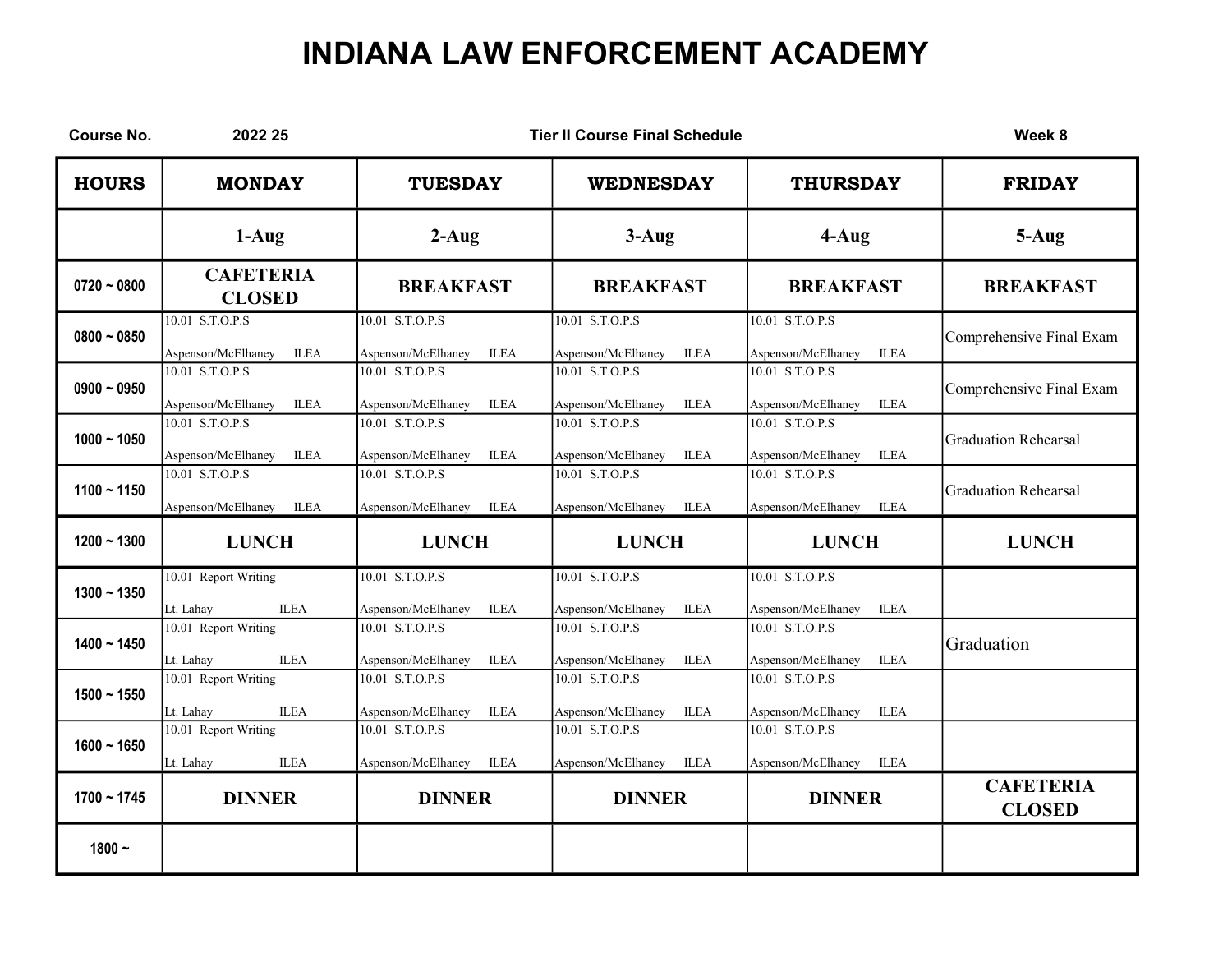# INDIANA LAW ENFORCEMENT ACADEMY

**Course No.** 2022 25 **Tier II Course Final Schedule** **Week 8**

| HOURS | MONDAY | TUESDAY | WEDNESDAY | THURSDAY | FRIDAY |
|---|---|---|---|---|---|
| | 1-Aug | 2-Aug | 3-Aug | 4-Aug | 5-Aug |
| 0720 ~ 0800 | CAFETERIA CLOSED | BREAKFAST | BREAKFAST | BREAKFAST | BREAKFAST |
| 0800 ~ 0850 | 10.01 S.T.O.P.S Aspenson/McElhaney ILEA | 10.01 S.T.O.P.S Aspenson/McElhaney ILEA | 10.01 S.T.O.P.S Aspenson/McElhaney ILEA | 10.01 S.T.O.P.S Aspenson/McElhaney ILEA | Comprehensive Final Exam |
| 0900 ~ 0950 | 10.01 S.T.O.P.S Aspenson/McElhaney ILEA | 10.01 S.T.O.P.S Aspenson/McElhaney ILEA | 10.01 S.T.O.P.S Aspenson/McElhaney ILEA | 10.01 S.T.O.P.S Aspenson/McElhaney ILEA | Comprehensive Final Exam |
| 1000 ~ 1050 | 10.01 S.T.O.P.S Aspenson/McElhaney ILEA | 10.01 S.T.O.P.S Aspenson/McElhaney ILEA | 10.01 S.T.O.P.S Aspenson/McElhaney ILEA | 10.01 S.T.O.P.S Aspenson/McElhaney ILEA | Graduation Rehearsal |
| 1100 ~ 1150 | 10.01 S.T.O.P.S Aspenson/McElhaney ILEA | 10.01 S.T.O.P.S Aspenson/McElhaney ILEA | 10.01 S.T.O.P.S Aspenson/McElhaney ILEA | 10.01 S.T.O.P.S Aspenson/McElhaney ILEA | Graduation Rehearsal |
| 1200 ~ 1300 | LUNCH | LUNCH | LUNCH | LUNCH | LUNCH |
| 1300 ~ 1350 | 10.01 Report Writing Lt. Lahay ILEA | 10.01 S.T.O.P.S Aspenson/McElhaney ILEA | 10.01 S.T.O.P.S Aspenson/McElhaney ILEA | 10.01 S.T.O.P.S Aspenson/McElhaney ILEA | |
| 1400 ~ 1450 | 10.01 Report Writing Lt. Lahay ILEA | 10.01 S.T.O.P.S Aspenson/McElhaney ILEA | 10.01 S.T.O.P.S Aspenson/McElhaney ILEA | 10.01 S.T.O.P.S Aspenson/McElhaney ILEA | Graduation |
| 1500 ~ 1550 | 10.01 Report Writing Lt. Lahay ILEA | 10.01 S.T.O.P.S Aspenson/McElhaney ILEA | 10.01 S.T.O.P.S Aspenson/McElhaney ILEA | 10.01 S.T.O.P.S Aspenson/McElhaney ILEA | |
| 1600 ~ 1650 | 10.01 Report Writing Lt. Lahay ILEA | 10.01 S.T.O.P.S Aspenson/McElhaney ILEA | 10.01 S.T.O.P.S Aspenson/McElhaney ILEA | 10.01 S.T.O.P.S Aspenson/McElhaney ILEA | |
| 1700 ~ 1745 | DINNER | DINNER | DINNER | DINNER | CAFETERIA CLOSED |
| 1800 ~ | | | | | |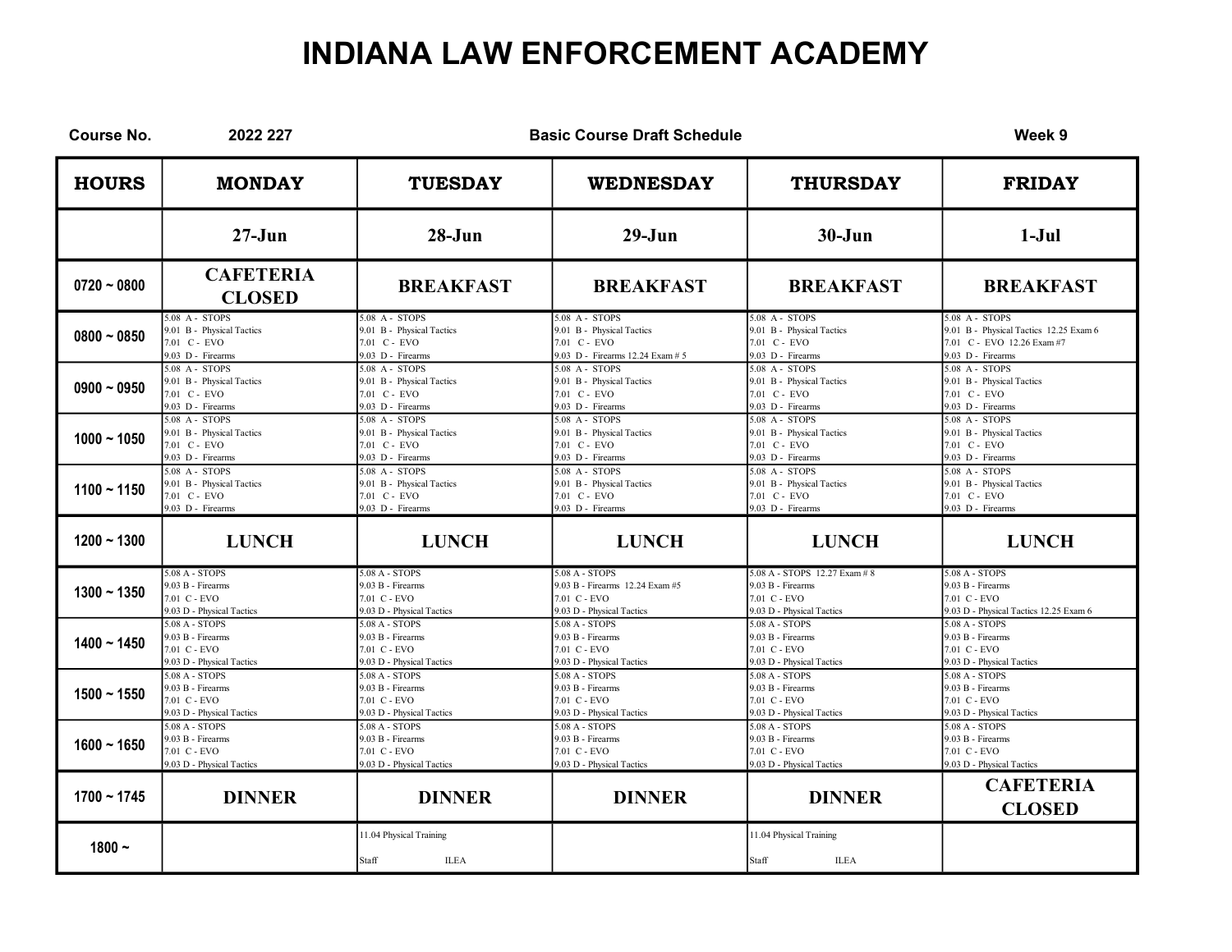# INDIANA LAW ENFORCEMENT ACADEMY

**Course No.** 2022 227 **Basic Course Draft Schedule** **Week 9**

| HOURS | MONDAY | TUESDAY | WEDNESDAY | THURSDAY | FRIDAY |
|---|---|---|---|---|---|
| | 27-Jun | 28-Jun | 29-Jun | 30-Jun | 1-Jul |
| 0720 ~ 0800 | CAFETERIA CLOSED | BREAKFAST | BREAKFAST | BREAKFAST | BREAKFAST |
| 0800 ~ 0850 | 5.08 A - STOPS<br>9.01 B - Physical Tactics<br>7.01 C - EVO<br>9.03 D - Firearms | 5.08 A - STOPS<br>9.01 B - Physical Tactics<br>7.01 C - EVO<br>9.03 D - Firearms | 5.08 A - STOPS<br>9.01 B - Physical Tactics<br>7.01 C - EVO<br>9.03 D - Firearms 12.24 Exam # 5 | 5.08 A - STOPS<br>9.01 B - Physical Tactics<br>7.01 C - EVO<br>9.03 D - Firearms | 5.08 A - STOPS<br>9.01 B - Physical Tactics 12.25 Exam 6<br>7.01 C - EVO 12.26 Exam #7<br>9.03 D - Firearms |
| 0900 ~ 0950 | 5.08 A - STOPS<br>9.01 B - Physical Tactics<br>7.01 C - EVO<br>9.03 D - Firearms | 5.08 A - STOPS<br>9.01 B - Physical Tactics<br>7.01 C - EVO<br>9.03 D - Firearms | 5.08 A - STOPS<br>9.01 B - Physical Tactics<br>7.01 C - EVO<br>9.03 D - Firearms | 5.08 A - STOPS<br>9.01 B - Physical Tactics<br>7.01 C - EVO<br>9.03 D - Firearms | 5.08 A - STOPS<br>9.01 B - Physical Tactics<br>7.01 C - EVO<br>9.03 D - Firearms |
| 1000 ~ 1050 | 5.08 A - STOPS<br>9.01 B - Physical Tactics<br>7.01 C - EVO<br>9.03 D - Firearms | 5.08 A - STOPS<br>9.01 B - Physical Tactics<br>7.01 C - EVO<br>9.03 D - Firearms | 5.08 A - STOPS<br>9.01 B - Physical Tactics<br>7.01 C - EVO<br>9.03 D - Firearms | 5.08 A - STOPS<br>9.01 B - Physical Tactics<br>7.01 C - EVO<br>9.03 D - Firearms | 5.08 A - STOPS<br>9.01 B - Physical Tactics<br>7.01 C - EVO<br>9.03 D - Firearms |
| 1100 ~ 1150 | 5.08 A - STOPS<br>9.01 B - Physical Tactics<br>7.01 C - EVO<br>9.03 D - Firearms | 5.08 A - STOPS<br>9.01 B - Physical Tactics<br>7.01 C - EVO<br>9.03 D - Firearms | 5.08 A - STOPS<br>9.01 B - Physical Tactics<br>7.01 C - EVO<br>9.03 D - Firearms | 5.08 A - STOPS<br>9.01 B - Physical Tactics<br>7.01 C - EVO<br>9.03 D - Firearms | 5.08 A - STOPS<br>9.01 B - Physical Tactics<br>7.01 C - EVO<br>9.03 D - Firearms |
| 1200 ~ 1300 | LUNCH | LUNCH | LUNCH | LUNCH | LUNCH |
| 1300 ~ 1350 | 5.08 A - STOPS<br>9.03 B - Firearms<br>7.01 C - EVO<br>9.03 D - Physical Tactics | 5.08 A - STOPS<br>9.03 B - Firearms<br>7.01 C - EVO<br>9.03 D - Physical Tactics | 5.08 A - STOPS<br>9.03 B - Firearms 12.24 Exam #5<br>7.01 C - EVO<br>9.03 D - Physical Tactics | 5.08 A - STOPS 12.27 Exam # 8<br>9.03 B - Firearms<br>7.01 C - EVO<br>9.03 D - Physical Tactics | 5.08 A - STOPS<br>9.03 B - Firearms<br>7.01 C - EVO<br>9.03 D - Physical Tactics 12.25 Exam 6 |
| 1400 ~ 1450 | 5.08 A - STOPS<br>9.03 B - Firearms<br>7.01 C - EVO<br>9.03 D - Physical Tactics | 5.08 A - STOPS<br>9.03 B - Firearms<br>7.01 C - EVO<br>9.03 D - Physical Tactics | 5.08 A - STOPS<br>9.03 B - Firearms<br>7.01 C - EVO<br>9.03 D - Physical Tactics | 5.08 A - STOPS<br>9.03 B - Firearms<br>7.01 C - EVO<br>9.03 D - Physical Tactics | 5.08 A - STOPS<br>9.03 B - Firearms<br>7.01 C - EVO<br>9.03 D - Physical Tactics |
| 1500 ~ 1550 | 5.08 A - STOPS<br>9.03 B - Firearms<br>7.01 C - EVO<br>9.03 D - Physical Tactics | 5.08 A - STOPS<br>9.03 B - Firearms<br>7.01 C - EVO<br>9.03 D - Physical Tactics | 5.08 A - STOPS<br>9.03 B - Firearms<br>7.01 C - EVO<br>9.03 D - Physical Tactics | 5.08 A - STOPS<br>9.03 B - Firearms<br>7.01 C - EVO<br>9.03 D - Physical Tactics | 5.08 A - STOPS<br>9.03 B - Firearms<br>7.01 C - EVO<br>9.03 D - Physical Tactics |
| 1600 ~ 1650 | 5.08 A - STOPS<br>9.03 B - Firearms<br>7.01 C - EVO<br>9.03 D - Physical Tactics | 5.08 A - STOPS<br>9.03 B - Firearms<br>7.01 C - EVO<br>9.03 D - Physical Tactics | 5.08 A - STOPS<br>9.03 B - Firearms<br>7.01 C - EVO<br>9.03 D - Physical Tactics | 5.08 A - STOPS<br>9.03 B - Firearms<br>7.01 C - EVO<br>9.03 D - Physical Tactics | 5.08 A - STOPS<br>9.03 B - Firearms<br>7.01 C - EVO<br>9.03 D - Physical Tactics |
| 1700 ~ 1745 | DINNER | DINNER | DINNER | DINNER | CAFETERIA CLOSED |
| 1800 ~ | | 11.04 Physical Training<br>Staff ILEA | | 11.04 Physical Training<br>Staff ILEA | |